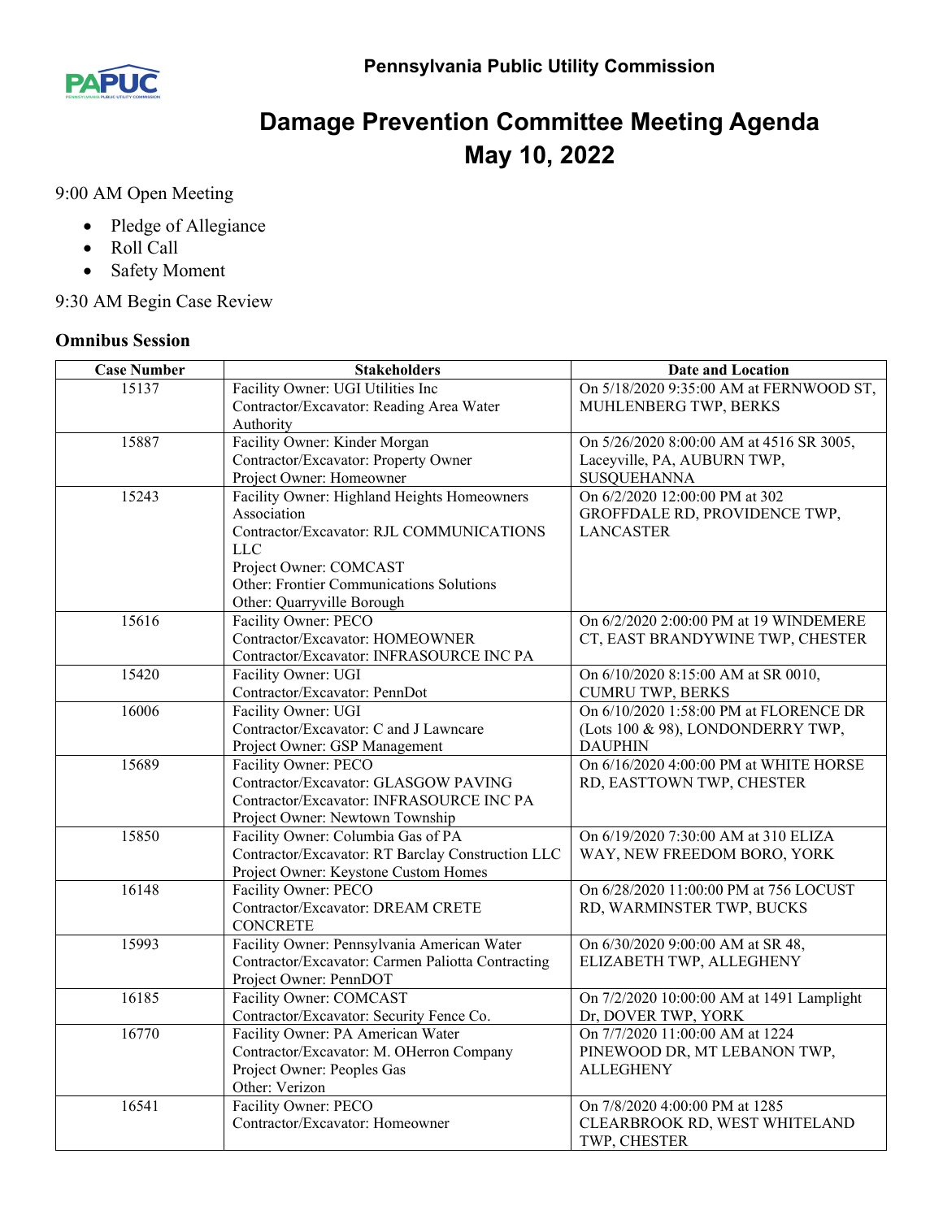Pennsylvania Public Utility Commission

# Damage Prevention Committee Meeting Agenda
# May 10, 2022

9:00 AM Open Meeting

- Pledge of Allegiance
- Roll Call
- Safety Moment

9:30 AM Begin Case Review

### Omnibus Session

| Case Number | Stakeholders | Date and Location |
|---|---|---|
| 15137 | Facility Owner: UGI Utilities Inc<br>Contractor/Excavator: Reading Area Water Authority | On 5/18/2020 9:35:00 AM at FERNWOOD ST, MUHLENBERG TWP, BERKS |
| 15887 | Facility Owner: Kinder Morgan<br>Contractor/Excavator: Property Owner<br>Project Owner: Homeowner | On 5/26/2020 8:00:00 AM at 4516 SR 3005, Laceyville, PA, AUBURN TWP, SUSQUEHANNA |
| 15243 | Facility Owner: Highland Heights Homeowners Association<br>Contractor/Excavator: RJL COMMUNICATIONS LLC<br>Project Owner: COMCAST<br>Other: Frontier Communications Solutions<br>Other: Quarryville Borough | On 6/2/2020 12:00:00 PM at 302 GROFFDALE RD, PROVIDENCE TWP, LANCASTER |
| 15616 | Facility Owner: PECO<br>Contractor/Excavator: HOMEOWNER<br>Contractor/Excavator: INFRASOURCE INC PA | On 6/2/2020 2:00:00 PM at 19 WINDEMERE CT, EAST BRANDYWINE TWP, CHESTER |
| 15420 | Facility Owner: UGI<br>Contractor/Excavator: PennDot | On 6/10/2020 8:15:00 AM at SR 0010, CUMRU TWP, BERKS |
| 16006 | Facility Owner: UGI<br>Contractor/Excavator: C and J Lawncare<br>Project Owner: GSP Management | On 6/10/2020 1:58:00 PM at FLORENCE DR (Lots 100 & 98), LONDONDERRY TWP, DAUPHIN |
| 15689 | Facility Owner: PECO<br>Contractor/Excavator: GLASGOW PAVING<br>Contractor/Excavator: INFRASOURCE INC PA<br>Project Owner: Newtown Township | On 6/16/2020 4:00:00 PM at WHITE HORSE RD, EASTTOWN TWP, CHESTER |
| 15850 | Facility Owner: Columbia Gas of PA<br>Contractor/Excavator: RT Barclay Construction LLC<br>Project Owner: Keystone Custom Homes | On 6/19/2020 7:30:00 AM at 310 ELIZA WAY, NEW FREEDOM BORO, YORK |
| 16148 | Facility Owner: PECO<br>Contractor/Excavator: DREAM CRETE CONCRETE | On 6/28/2020 11:00:00 PM at 756 LOCUST RD, WARMINSTER TWP, BUCKS |
| 15993 | Facility Owner: Pennsylvania American Water<br>Contractor/Excavator: Carmen Paliotta Contracting<br>Project Owner: PennDOT | On 6/30/2020 9:00:00 AM at SR 48, ELIZABETH TWP, ALLEGHENY |
| 16185 | Facility Owner: COMCAST<br>Contractor/Excavator: Security Fence Co. | On 7/2/2020 10:00:00 AM at 1491 Lamplight Dr, DOVER TWP, YORK |
| 16770 | Facility Owner: PA American Water<br>Contractor/Excavator: M. OHerron Company<br>Project Owner: Peoples Gas<br>Other: Verizon | On 7/7/2020 11:00:00 AM at 1224 PINEWOOD DR, MT LEBANON TWP, ALLEGHENY |
| 16541 | Facility Owner: PECO<br>Contractor/Excavator: Homeowner | On 7/8/2020 4:00:00 PM at 1285 CLEARBROOK RD, WEST WHITELAND TWP, CHESTER |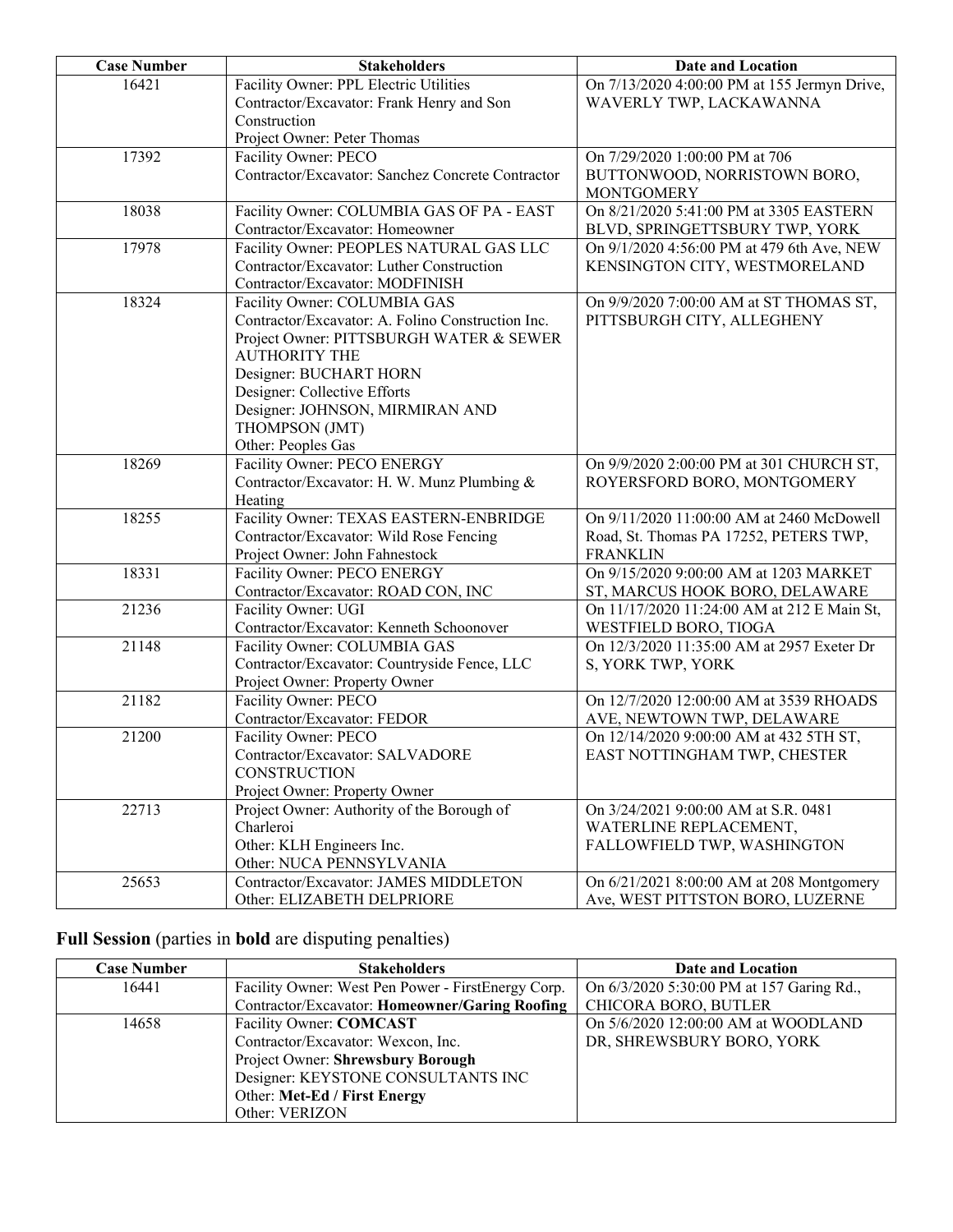| Case Number | Stakeholders | Date and Location |
| --- | --- | --- |
| 16421 | Facility Owner: PPL Electric Utilities<br>Contractor/Excavator: Frank Henry and Son Construction<br>Project Owner: Peter Thomas | On 7/13/2020 4:00:00 PM at 155 Jermyn Drive, WAVERLY TWP, LACKAWANNA |
| 17392 | Facility Owner: PECO<br>Contractor/Excavator: Sanchez Concrete Contractor | On 7/29/2020 1:00:00 PM at 706 BUTTONWOOD, NORRISTOWN BORO, MONTGOMERY |
| 18038 | Facility Owner: COLUMBIA GAS OF PA - EAST<br>Contractor/Excavator: Homeowner | On 8/21/2020 5:41:00 PM at 3305 EASTERN BLVD, SPRINGETTSBURY TWP, YORK |
| 17978 | Facility Owner: PEOPLES NATURAL GAS LLC<br>Contractor/Excavator: Luther Construction<br>Contractor/Excavator: MODFINISH | On 9/1/2020 4:56:00 PM at 479 6th Ave, NEW KENSINGTON CITY, WESTMORELAND |
| 18324 | Facility Owner: COLUMBIA GAS<br>Contractor/Excavator: A. Folino Construction Inc.<br>Project Owner: PITTSBURGH WATER & SEWER AUTHORITY THE<br>Designer: BUCHART HORN<br>Designer: Collective Efforts<br>Designer: JOHNSON, MIRMIRAN AND THOMPSON (JMT)<br>Other: Peoples Gas | On 9/9/2020 7:00:00 AM at ST THOMAS ST, PITTSBURGH CITY, ALLEGHENY |
| 18269 | Facility Owner: PECO ENERGY<br>Contractor/Excavator: H. W. Munz Plumbing & Heating | On 9/9/2020 2:00:00 PM at 301 CHURCH ST, ROYERSFORD BORO, MONTGOMERY |
| 18255 | Facility Owner: TEXAS EASTERN-ENBRIDGE<br>Contractor/Excavator: Wild Rose Fencing<br>Project Owner: John Fahnestock | On 9/11/2020 11:00:00 AM at 2460 McDowell Road, St. Thomas PA 17252, PETERS TWP, FRANKLIN |
| 18331 | Facility Owner: PECO ENERGY<br>Contractor/Excavator: ROAD CON, INC | On 9/15/2020 9:00:00 AM at 1203 MARKET ST, MARCUS HOOK BORO, DELAWARE |
| 21236 | Facility Owner: UGI<br>Contractor/Excavator: Kenneth Schoonover | On 11/17/2020 11:24:00 AM at 212 E Main St, WESTFIELD BORO, TIOGA |
| 21148 | Facility Owner: COLUMBIA GAS<br>Contractor/Excavator: Countryside Fence, LLC<br>Project Owner: Property Owner | On 12/3/2020 11:35:00 AM at 2957 Exeter Dr S, YORK TWP, YORK |
| 21182 | Facility Owner: PECO<br>Contractor/Excavator: FEDOR | On 12/7/2020 12:00:00 AM at 3539 RHOADS AVE, NEWTOWN TWP, DELAWARE |
| 21200 | Facility Owner: PECO<br>Contractor/Excavator: SALVADORE CONSTRUCTION<br>Project Owner: Property Owner | On 12/14/2020 9:00:00 AM at 432 5TH ST, EAST NOTTINGHAM TWP, CHESTER |
| 22713 | Project Owner: Authority of the Borough of Charleroi<br>Other: KLH Engineers Inc.<br>Other: NUCA PENNSYLVANIA | On 3/24/2021 9:00:00 AM at S.R. 0481 WATERLINE REPLACEMENT, FALLOWFIELD TWP, WASHINGTON |
| 25653 | Contractor/Excavator: JAMES MIDDLETON<br>Other: ELIZABETH DELPRIORE | On 6/21/2021 8:00:00 AM at 208 Montgomery Ave, WEST PITTSTON BORO, LUZERNE |

## **Full Session** (parties in **bold** are disputing penalties)

| Case Number | Stakeholders | Date and Location |
| --- | --- | --- |
| 16441 | Facility Owner: West Pen Power - FirstEnergy Corp.<br>Contractor/Excavator: **Homeowner/Garing Roofing** | On 6/3/2020 5:30:00 PM at 157 Garing Rd., CHICORA BORO, BUTLER |
| 14658 | Facility Owner: **COMCAST**<br>Contractor/Excavator: Wexcon, Inc.<br>Project Owner: **Shrewsbury Borough**<br>Designer: KEYSTONE CONSULTANTS INC<br>Other: **Met-Ed / First Energy**<br>Other: VERIZON | On 5/6/2020 12:00:00 AM at WOODLAND DR, SHREWSBURY BORO, YORK |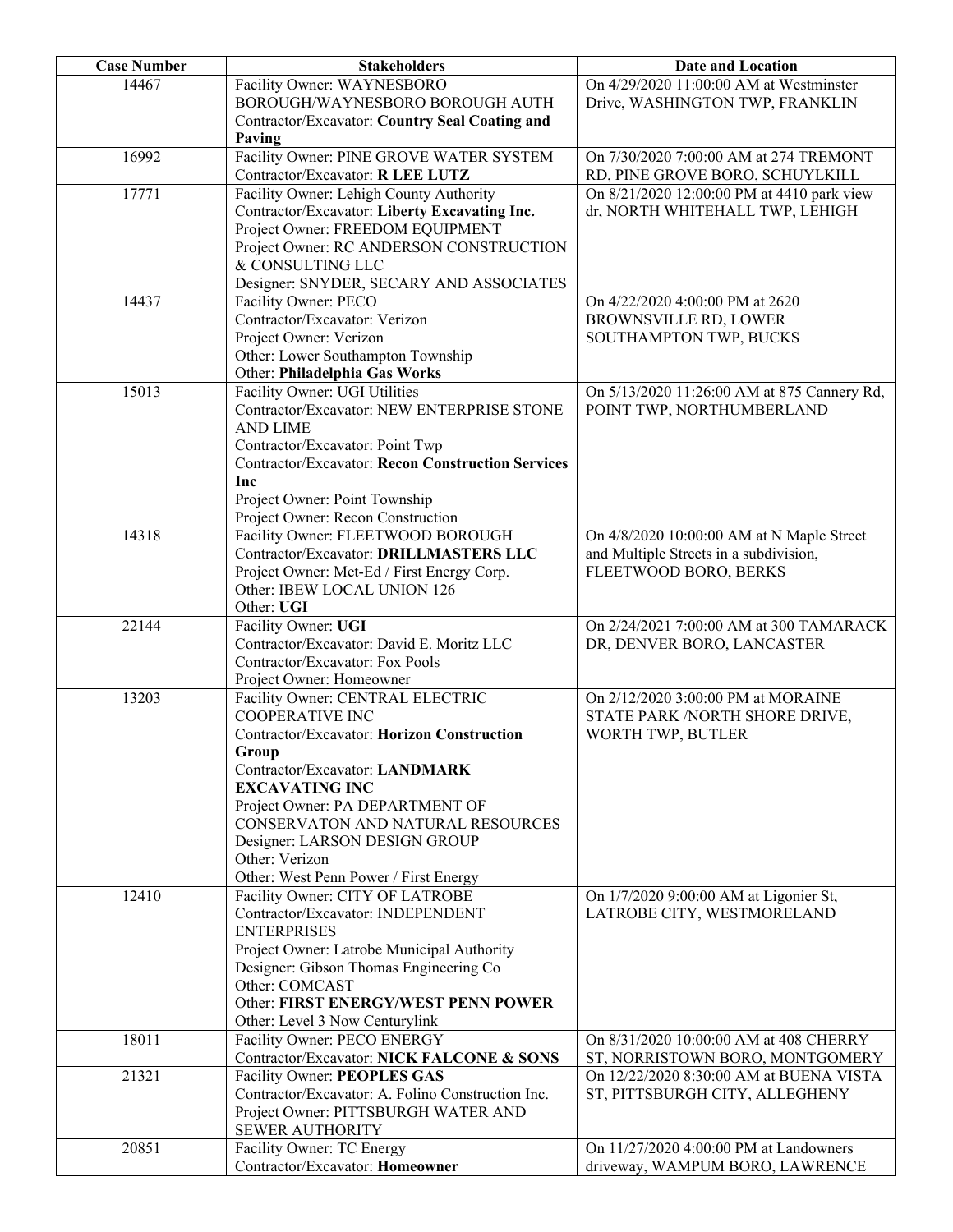| Case Number | Stakeholders | Date and Location |
|---|---|---|
| 14467 | Facility Owner: WAYNESBORO BOROUGH/WAYNESBORO BOROUGH AUTH<br>Contractor/Excavator: **Country Seal Coating and Paving** | On 4/29/2020 11:00:00 AM at Westminster Drive, WASHINGTON TWP, FRANKLIN |
| 16992 | Facility Owner: PINE GROVE WATER SYSTEM<br>Contractor/Excavator: **R LEE LUTZ** | On 7/30/2020 7:00:00 AM at 274 TREMONT RD, PINE GROVE BORO, SCHUYLKILL |
| 17771 | Facility Owner: Lehigh County Authority<br>Contractor/Excavator: **Liberty Excavating Inc.**<br>Project Owner: FREEDOM EQUIPMENT<br>Project Owner: RC ANDERSON CONSTRUCTION & CONSULTING LLC<br>Designer: SNYDER, SECARY AND ASSOCIATES | On 8/21/2020 12:00:00 PM at 4410 park view dr, NORTH WHITEHALL TWP, LEHIGH |
| 14437 | Facility Owner: PECO<br>Contractor/Excavator: Verizon<br>Project Owner: Verizon<br>Other: Lower Southampton Township<br>Other: **Philadelphia Gas Works** | On 4/22/2020 4:00:00 PM at 2620 BROWNSVILLE RD, LOWER SOUTHAMPTON TWP, BUCKS |
| 15013 | Facility Owner: UGI Utilities<br>Contractor/Excavator: NEW ENTERPRISE STONE AND LIME<br>Contractor/Excavator: Point Twp<br>Contractor/Excavator: **Recon Construction Services Inc**<br>Project Owner: Point Township<br>Project Owner: Recon Construction | On 5/13/2020 11:26:00 AM at 875 Cannery Rd, POINT TWP, NORTHUMBERLAND |
| 14318 | Facility Owner: FLEETWOOD BOROUGH<br>Contractor/Excavator: **DRILLMASTERS LLC**<br>Project Owner: Met-Ed / First Energy Corp.<br>Other: IBEW LOCAL UNION 126<br>Other: **UGI** | On 4/8/2020 10:00:00 AM at N Maple Street and Multiple Streets in a subdivision, FLEETWOOD BORO, BERKS |
| 22144 | Facility Owner: **UGI**<br>Contractor/Excavator: David E. Moritz LLC<br>Contractor/Excavator: Fox Pools<br>Project Owner: Homeowner | On 2/24/2021 7:00:00 AM at 300 TAMARACK DR, DENVER BORO, LANCASTER |
| 13203 | Facility Owner: CENTRAL ELECTRIC COOPERATIVE INC<br>Contractor/Excavator: **Horizon Construction Group**<br>Contractor/Excavator: **LANDMARK EXCAVATING INC**<br>Project Owner: PA DEPARTMENT OF CONSERVATON AND NATURAL RESOURCES<br>Designer: LARSON DESIGN GROUP<br>Other: Verizon<br>Other: West Penn Power / First Energy | On 2/12/2020 3:00:00 PM at MORAINE STATE PARK /NORTH SHORE DRIVE, WORTH TWP, BUTLER |
| 12410 | Facility Owner: CITY OF LATROBE<br>Contractor/Excavator: INDEPENDENT ENTERPRISES<br>Project Owner: Latrobe Municipal Authority<br>Designer: Gibson Thomas Engineering Co<br>Other: COMCAST<br>Other: **FIRST ENERGY/WEST PENN POWER**<br>Other: Level 3 Now Centurylink | On 1/7/2020 9:00:00 AM at Ligonier St, LATROBE CITY, WESTMORELAND |
| 18011 | Facility Owner: PECO ENERGY<br>Contractor/Excavator: **NICK FALCONE & SONS** | On 8/31/2020 10:00:00 AM at 408 CHERRY ST, NORRISTOWN BORO, MONTGOMERY |
| 21321 | Facility Owner: **PEOPLES GAS**<br>Contractor/Excavator: A. Folino Construction Inc.<br>Project Owner: PITTSBURGH WATER AND SEWER AUTHORITY | On 12/22/2020 8:30:00 AM at BUENA VISTA ST, PITTSBURGH CITY, ALLEGHENY |
| 20851 | Facility Owner: TC Energy<br>Contractor/Excavator: **Homeowner** | On 11/27/2020 4:00:00 PM at Landowners driveway, WAMPUM BORO, LAWRENCE |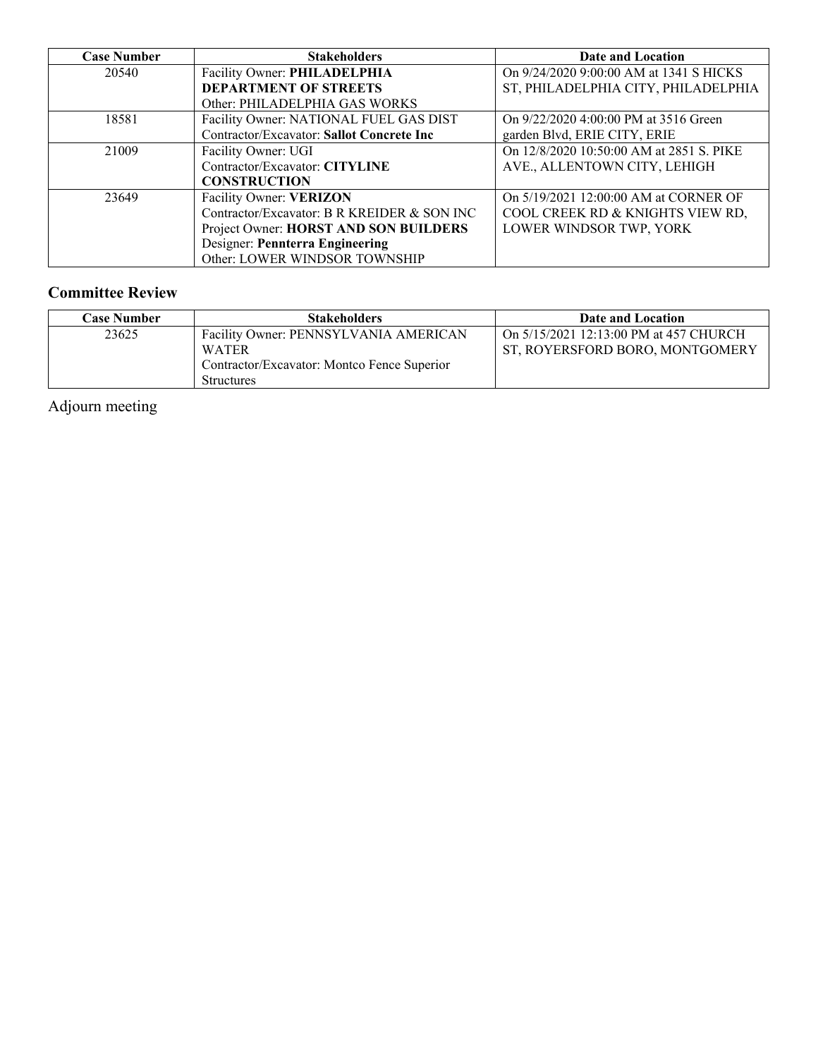| Case Number | Stakeholders | Date and Location |
| --- | --- | --- |
| 20540 | Facility Owner: **PHILADELPHIA DEPARTMENT OF STREETS**<br>Other: PHILADELPHIA GAS WORKS | On 9/24/2020 9:00:00 AM at 1341 S HICKS ST, PHILADELPHIA CITY, PHILADELPHIA |
| 18581 | Facility Owner: NATIONAL FUEL GAS DIST<br>Contractor/Excavator: **Sallot Concrete Inc** | On 9/22/2020 4:00:00 PM at 3516 Green garden Blvd, ERIE CITY, ERIE |
| 21009 | Facility Owner: UGI<br>Contractor/Excavator: **CITYLINE CONSTRUCTION** | On 12/8/2020 10:50:00 AM at 2851 S. PIKE AVE., ALLENTOWN CITY, LEHIGH |
| 23649 | Facility Owner: **VERIZON**<br>Contractor/Excavator: B R KREIDER & SON INC<br>Project Owner: **HORST AND SON BUILDERS**<br>Designer: **Pennterra Engineering**<br>Other: LOWER WINDSOR TOWNSHIP | On 5/19/2021 12:00:00 AM at CORNER OF COOL CREEK RD & KNIGHTS VIEW RD, LOWER WINDSOR TWP, YORK |

### Committee Review

| Case Number | Stakeholders | Date and Location |
| --- | --- | --- |
| 23625 | Facility Owner: PENNSYLVANIA AMERICAN WATER<br>Contractor/Excavator: Montco Fence Superior Structures | On 5/15/2021 12:13:00 PM at 457 CHURCH ST, ROYERSFORD BORO, MONTGOMERY |

Adjourn meeting